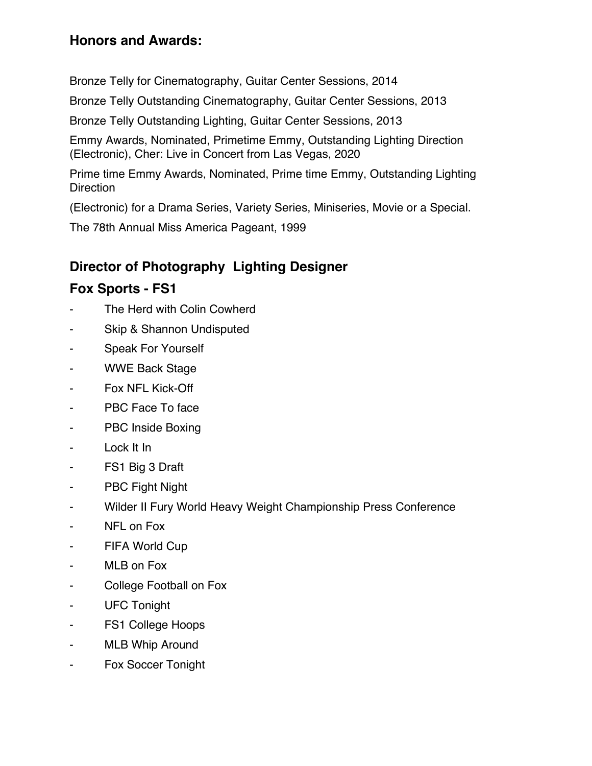## Honors and Awards:

Bronze Telly for Cinematography, Guitar Center Sessions, 2014

Bronze Telly Outstanding Cinematography, Guitar Center Sessions, 2013

Bronze Telly Outstanding Lighting, Guitar Center Sessions, 2013

Emmy Awards, Nominated, Primetime Emmy, Outstanding Lighting Direction (Electronic), Cher: Live in Concert from Las Vegas, 2020

Prime time Emmy Awards, Nominated, Prime time Emmy, Outstanding Lighting Direction

(Electronic) for a Drama Series, Variety Series, Miniseries, Movie or a Special.

The 78th Annual Miss America Pageant, 1999

## Director of Photography  Lighting Designer

## Fox Sports - FS1

- The Herd with Colin Cowherd
- Skip & Shannon Undisputed
- Speak For Yourself
- WWE Back Stage
- Fox NFL Kick-Off
- PBC Face To face
- PBC Inside Boxing
- Lock It In
- FS1 Big 3 Draft
- PBC Fight Night
- Wilder II Fury World Heavy Weight Championship Press Conference
- NFL on Fox
- FIFA World Cup
- MLB on Fox
- College Football on Fox
- UFC Tonight
- FS1 College Hoops
- MLB Whip Around
- Fox Soccer Tonight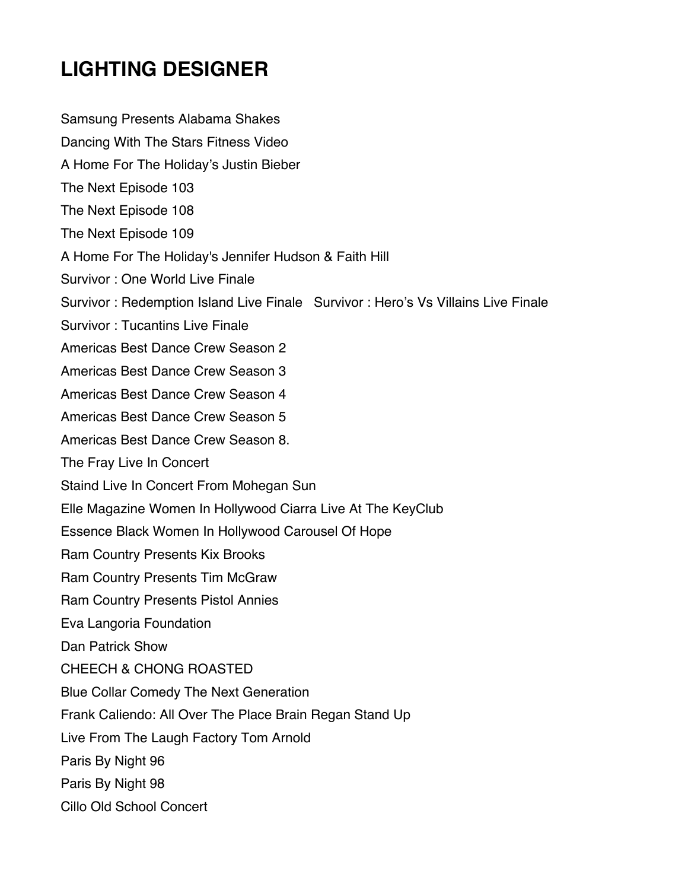# LIGHTING DESIGNER

Samsung Presents Alabama Shakes

Dancing With The Stars Fitness Video

A Home For The Holiday's Justin Bieber

The Next Episode 103

The Next Episode 108

The Next Episode 109

A Home For The Holiday's Jennifer Hudson & Faith Hill

Survivor : One World Live Finale

Survivor : Redemption Island Live Finale   Survivor : Hero's Vs Villains Live Finale

Survivor : Tucantins Live Finale

Americas Best Dance Crew Season 2

Americas Best Dance Crew Season 3

Americas Best Dance Crew Season 4

Americas Best Dance Crew Season 5

Americas Best Dance Crew Season 8.

The Fray Live In Concert

Staind Live In Concert From Mohegan Sun

Elle Magazine Women In Hollywood Ciarra Live At The KeyClub

Essence Black Women In Hollywood Carousel Of Hope

Ram Country Presents Kix Brooks

Ram Country Presents Tim McGraw

Ram Country Presents Pistol Annies

Eva Langoria Foundation

Dan Patrick Show

CHEECH & CHONG ROASTED

Blue Collar Comedy The Next Generation

Frank Caliendo: All Over The Place Brain Regan Stand Up

Live From The Laugh Factory Tom Arnold

Paris By Night 96

Paris By Night 98

Cillo Old School Concert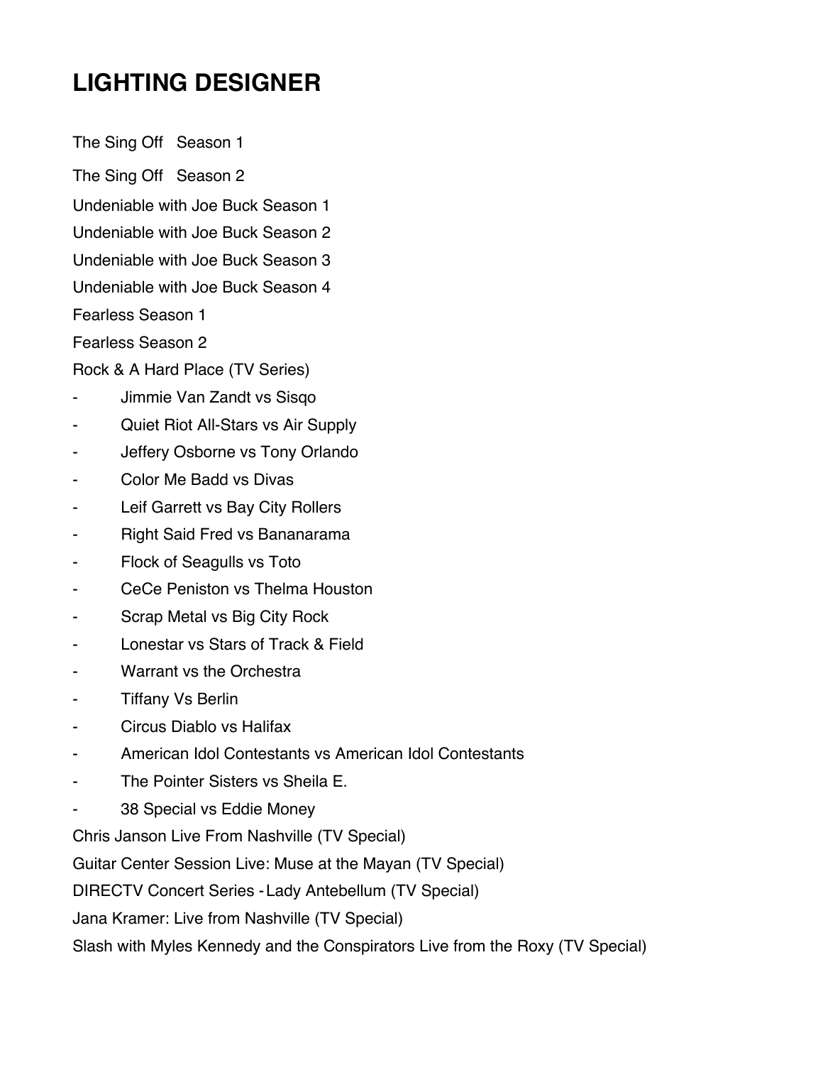# LIGHTING DESIGNER

The Sing Off   Season 1

The Sing Off   Season 2

Undeniable with Joe Buck Season 1

Undeniable with Joe Buck Season 2

Undeniable with Joe Buck Season 3

Undeniable with Joe Buck Season 4

Fearless Season 1

Fearless Season 2

Rock & A Hard Place (TV Series)

- Jimmie Van Zandt vs Sisqo
- Quiet Riot All-Stars vs Air Supply
- Jeffery Osborne vs Tony Orlando
- Color Me Badd vs Divas
- Leif Garrett vs Bay City Rollers
- Right Said Fred vs Bananarama
- Flock of Seagulls vs Toto
- CeCe Peniston vs Thelma Houston
- Scrap Metal vs Big City Rock
- Lonestar vs Stars of Track & Field
- Warrant vs the Orchestra
- Tiffany Vs Berlin
- Circus Diablo vs Halifax
- American Idol Contestants vs American Idol Contestants
- The Pointer Sisters vs Sheila E.
- 38 Special vs Eddie Money

Chris Janson Live From Nashville (TV Special)

Guitar Center Session Live: Muse at the Mayan (TV Special)

DIRECTV Concert Series - Lady Antebellum (TV Special)

Jana Kramer: Live from Nashville (TV Special)

Slash with Myles Kennedy and the Conspirators Live from the Roxy (TV Special)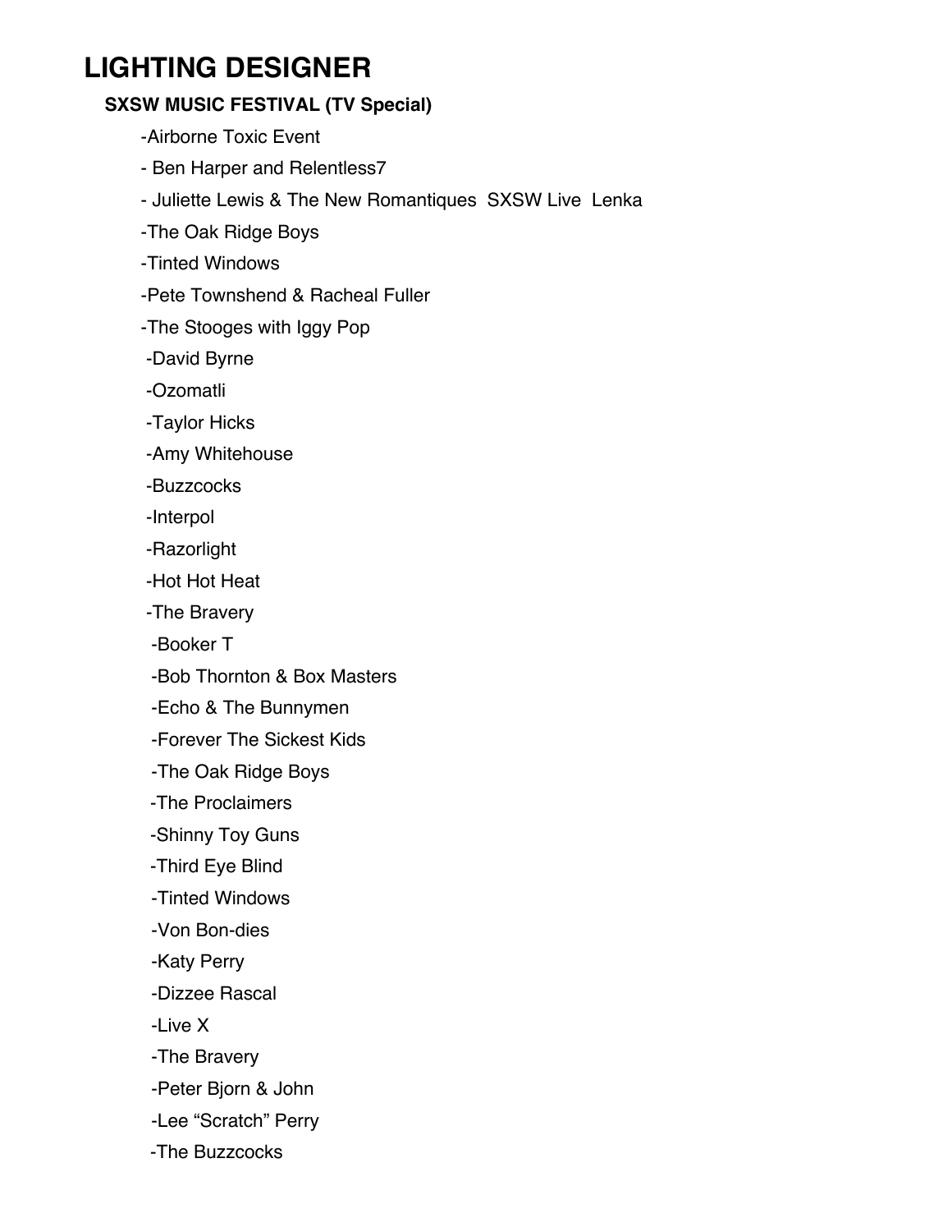# LIGHTING DESIGNER

**SXSW MUSIC FESTIVAL (TV Special)**

- -Airborne Toxic Event
- - Ben Harper and Relentless7
- - Juliette Lewis & The New Romantiques SXSW Live Lenka
- -The Oak Ridge Boys
- -Tinted Windows
- -Pete Townshend & Racheal Fuller
- -The Stooges with Iggy Pop
- -David Byrne
- -Ozomatli
- -Taylor Hicks
- -Amy Whitehouse
- -Buzzcocks
- -Interpol
- -Razorlight
- -Hot Hot Heat
- -The Bravery
- -Booker T
- -Bob Thornton & Box Masters
- -Echo & The Bunnymen
- -Forever The Sickest Kids
- -The Oak Ridge Boys
- -The Proclaimers
- -Shinny Toy Guns
- -Third Eye Blind
- -Tinted Windows
- -Von Bon-dies
- -Katy Perry
- -Dizzee Rascal
- -Live X
- -The Bravery
- -Peter Bjorn & John
- -Lee "Scratch" Perry
- -The Buzzcocks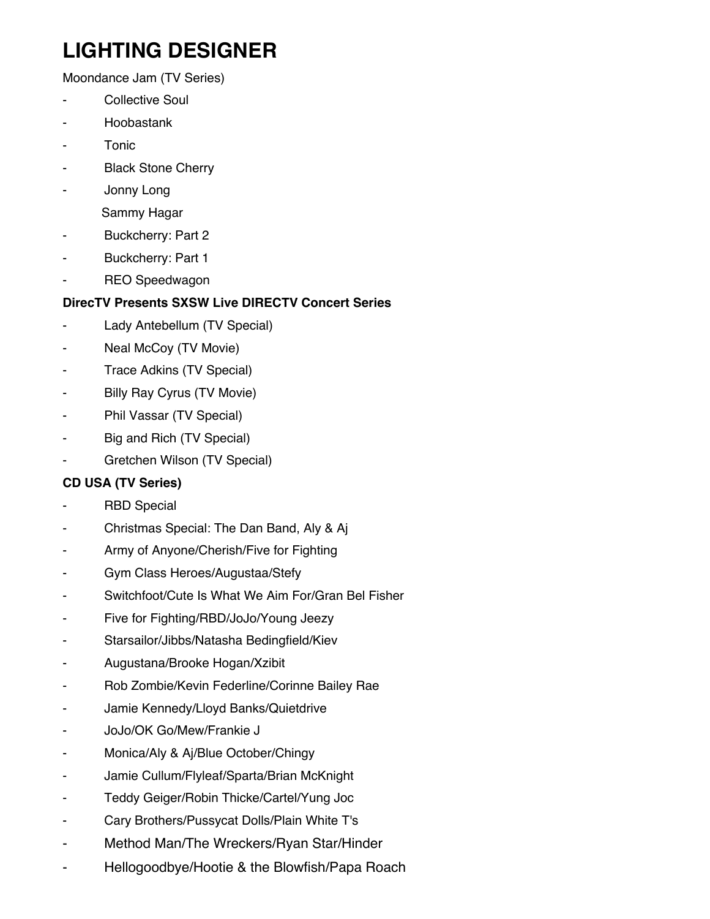# LIGHTING DESIGNER

Moondance Jam (TV Series)

- Collective Soul
- Hoobastank
- Tonic
- Black Stone Cherry
- Jonny Long

  Sammy Hagar
- Buckcherry: Part 2
- Buckcherry: Part 1
- REO Speedwagon

**DirecTV Presents SXSW Live DIRECTV Concert Series**

- Lady Antebellum (TV Special)
- Neal McCoy (TV Movie)
- Trace Adkins (TV Special)
- Billy Ray Cyrus (TV Movie)
- Phil Vassar (TV Special)
- Big and Rich (TV Special)
- Gretchen Wilson (TV Special)

**CD USA (TV Series)**

- RBD Special
- Christmas Special: The Dan Band, Aly & Aj
- Army of Anyone/Cherish/Five for Fighting
- Gym Class Heroes/Augustaa/Stefy
- Switchfoot/Cute Is What We Aim For/Gran Bel Fisher
- Five for Fighting/RBD/JoJo/Young Jeezy
- Starsailor/Jibbs/Natasha Bedingfield/Kiev
- Augustana/Brooke Hogan/Xzibit
- Rob Zombie/Kevin Federline/Corinne Bailey Rae
- Jamie Kennedy/Lloyd Banks/Quietdrive
- JoJo/OK Go/Mew/Frankie J
- Monica/Aly & Aj/Blue October/Chingy
- Jamie Cullum/Flyleaf/Sparta/Brian McKnight
- Teddy Geiger/Robin Thicke/Cartel/Yung Joc
- Cary Brothers/Pussycat Dolls/Plain White T's
- Method Man/The Wreckers/Ryan Star/Hinder
- Hellogoodbye/Hootie & the Blowfish/Papa Roach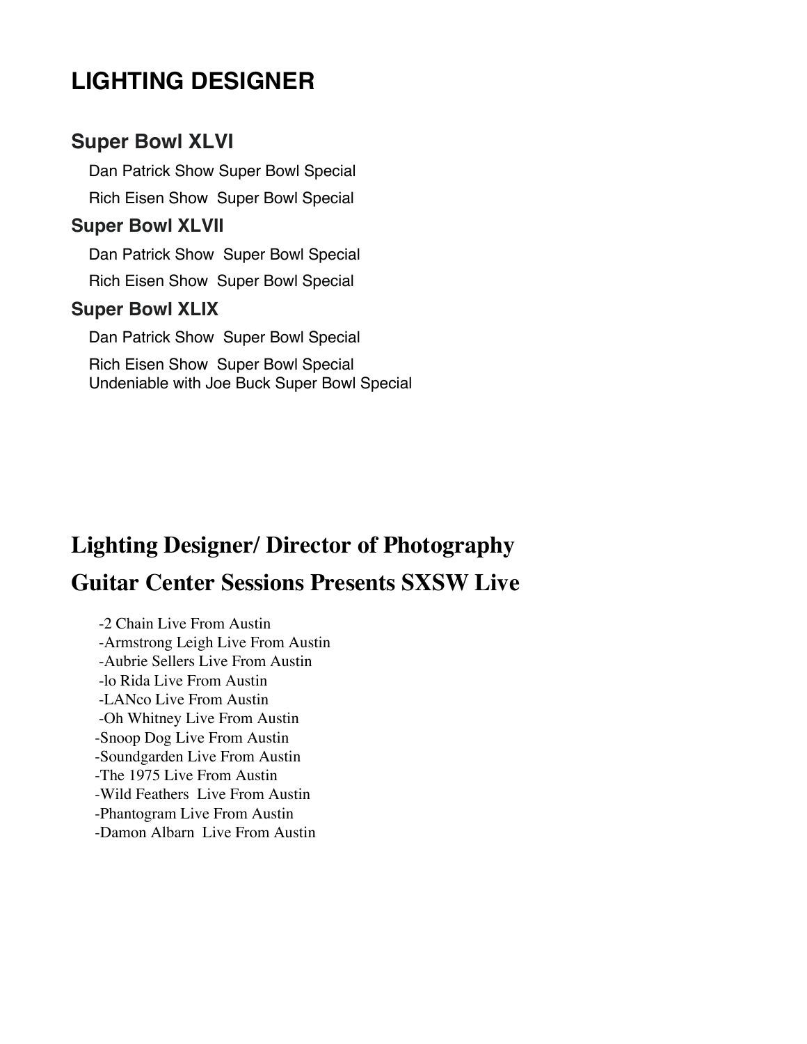# LIGHTING DESIGNER

## Super Bowl XLVI

Dan Patrick Show Super Bowl Special

Rich Eisen Show  Super Bowl Special

## Super Bowl XLVII

Dan Patrick Show  Super Bowl Special

Rich Eisen Show  Super Bowl Special

## Super Bowl XLIX

Dan Patrick Show  Super Bowl Special

Rich Eisen Show  Super Bowl Special
Undeniable with Joe Buck Super Bowl Special

# Lighting Designer/ Director of Photography

# Guitar Center Sessions Presents SXSW Live

-2 Chain Live From Austin
-Armstrong Leigh Live From Austin
-Aubrie Sellers Live From Austin
-lo Rida Live From Austin
-LANco Live From Austin
-Oh Whitney Live From Austin
-Snoop Dog Live From Austin
-Soundgarden Live From Austin
-The 1975 Live From Austin
-Wild Feathers  Live From Austin
-Phantogram Live From Austin
-Damon Albarn  Live From Austin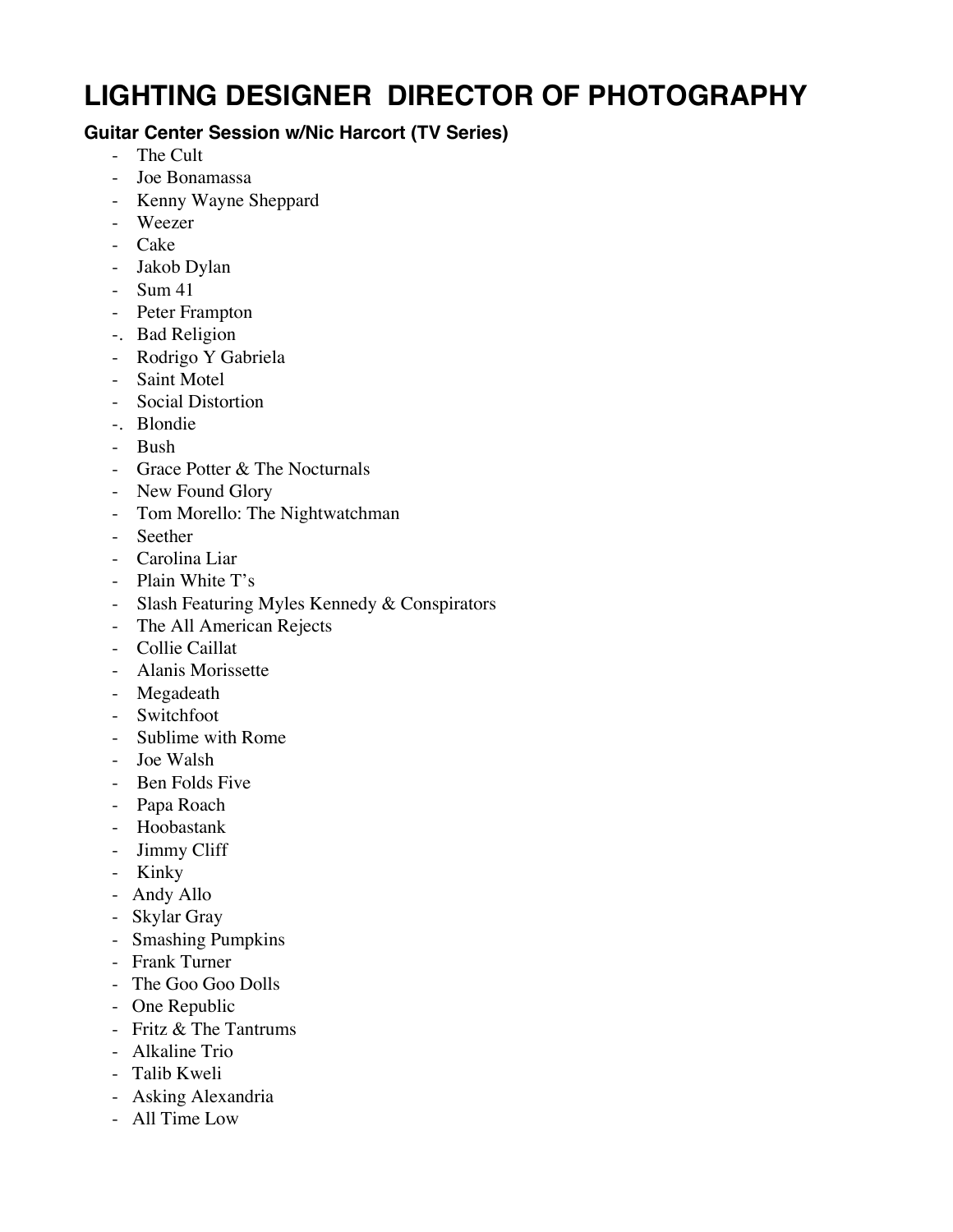# LIGHTING DESIGNER  DIRECTOR OF PHOTOGRAPHY

### Guitar Center Session w/Nic Harcort (TV Series)

- The Cult
- Joe Bonamassa
- Kenny Wayne Sheppard
- Weezer
- Cake
- Jakob Dylan
- Sum 41
- Peter Frampton
- Bad Religion
- Rodrigo Y Gabriela
- Saint Motel
- Social Distortion
- Blondie
- Bush
- Grace Potter & The Nocturnals
- New Found Glory
- Tom Morello: The Nightwatchman
- Seether
- Carolina Liar
- Plain White T's
- Slash Featuring Myles Kennedy & Conspirators
- The All American Rejects
- Collie Caillat
- Alanis Morissette
- Megadeath
- Switchfoot
- Sublime with Rome
- Joe Walsh
- Ben Folds Five
- Papa Roach
- Hoobastank
- Jimmy Cliff
- Kinky
- Andy Allo
- Skylar Gray
- Smashing Pumpkins
- Frank Turner
- The Goo Goo Dolls
- One Republic
- Fritz & The Tantrums
- Alkaline Trio
- Talib Kweli
- Asking Alexandria
- All Time Low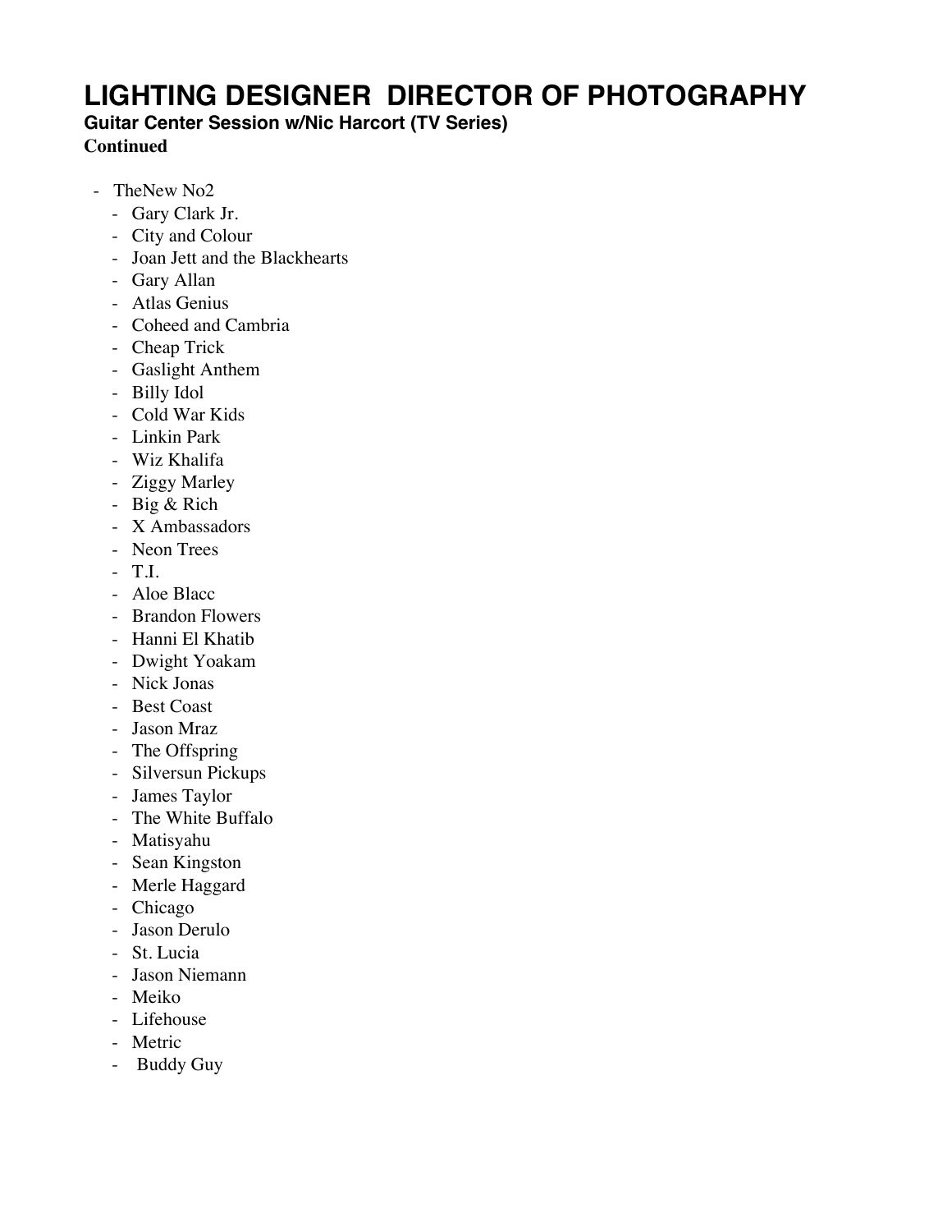# LIGHTING DESIGNER  DIRECTOR OF PHOTOGRAPHY

**Guitar Center Session w/Nic Harcort (TV Series)**

**Continued**

- TheNew No2
  - Gary Clark Jr.
  - City and Colour
  - Joan Jett and the Blackhearts
  - Gary Allan
  - Atlas Genius
  - Coheed and Cambria
  - Cheap Trick
  - Gaslight Anthem
  - Billy Idol
  - Cold War Kids
  - Linkin Park
  - Wiz Khalifa
  - Ziggy Marley
  - Big & Rich
  - X Ambassadors
  - Neon Trees
  - T.I.
  - Aloe Blacc
  - Brandon Flowers
  - Hanni El Khatib
  - Dwight Yoakam
  - Nick Jonas
  - Best Coast
  - Jason Mraz
  - The Offspring
  - Silversun Pickups
  - James Taylor
  - The White Buffalo
  - Matisyahu
  - Sean Kingston
  - Merle Haggard
  - Chicago
  - Jason Derulo
  - St. Lucia
  - Jason Niemann
  - Meiko
  - Lifehouse
  - Metric
  - Buddy Guy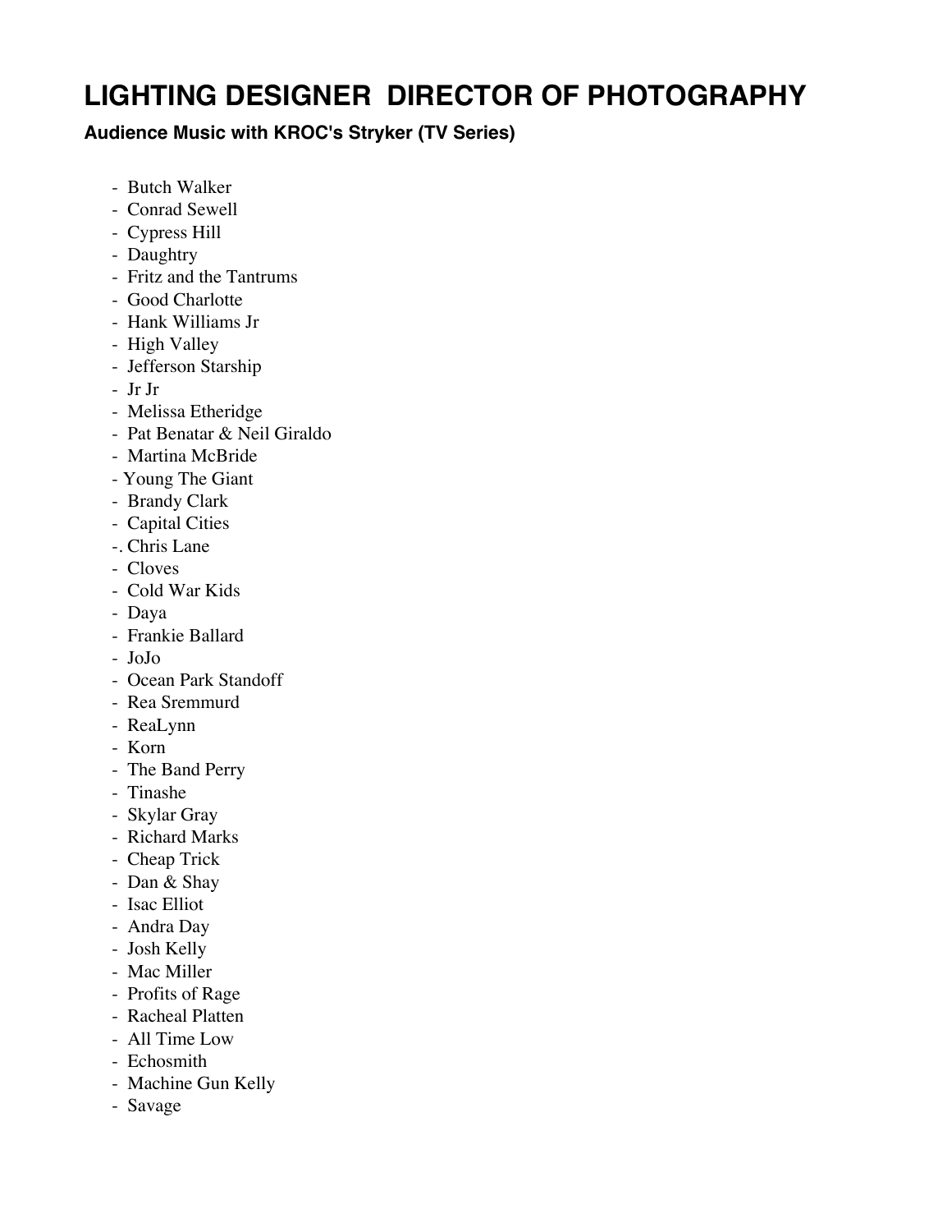# LIGHTING DESIGNER  DIRECTOR OF PHOTOGRAPHY

### Audience Music with KROC's Stryker (TV Series)

- Butch Walker
- Conrad Sewell
- Cypress Hill
- Daughtry
- Fritz and the Tantrums
- Good Charlotte
- Hank Williams Jr
- High Valley
- Jefferson Starship
- Jr Jr
- Melissa Etheridge
- Pat Benatar & Neil Giraldo
- Martina McBride
- Young The Giant
- Brandy Clark
- Capital Cities
- . Chris Lane
- Cloves
- Cold War Kids
- Daya
- Frankie Ballard
- JoJo
- Ocean Park Standoff
- Rea Sremmurd
- ReaLynn
- Korn
- The Band Perry
- Tinashe
- Skylar Gray
- Richard Marks
- Cheap Trick
- Dan & Shay
- Isac Elliot
- Andra Day
- Josh Kelly
- Mac Miller
- Profits of Rage
- Racheal Platten
- All Time Low
- Echosmith
- Machine Gun Kelly
- Savage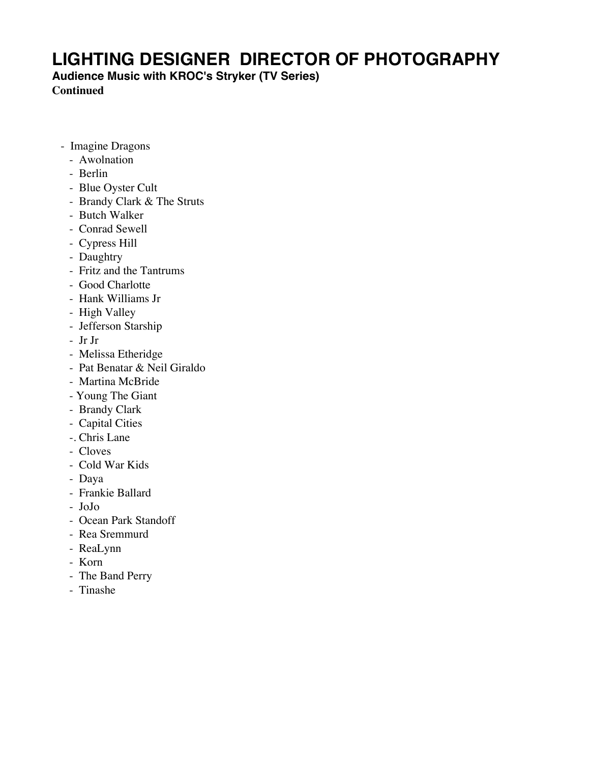# LIGHTING DESIGNER DIRECTOR OF PHOTOGRAPHY

**Audience Music with KROC's Stryker (TV Series)**

**Continued**

- Imagine Dragons
- Awolnation
- Berlin
- Blue Oyster Cult
- Brandy Clark & The Struts
- Butch Walker
- Conrad Sewell
- Cypress Hill
- Daughtry
- Fritz and the Tantrums
- Good Charlotte
- Hank Williams Jr
- High Valley
- Jefferson Starship
- Jr Jr
- Melissa Etheridge
- Pat Benatar & Neil Giraldo
- Martina McBride
- Young The Giant
- Brandy Clark
- Capital Cities
- . Chris Lane
- Cloves
- Cold War Kids
- Daya
- Frankie Ballard
- JoJo
- Ocean Park Standoff
- Rea Sremmurd
- ReaLynn
- Korn
- The Band Perry
- Tinashe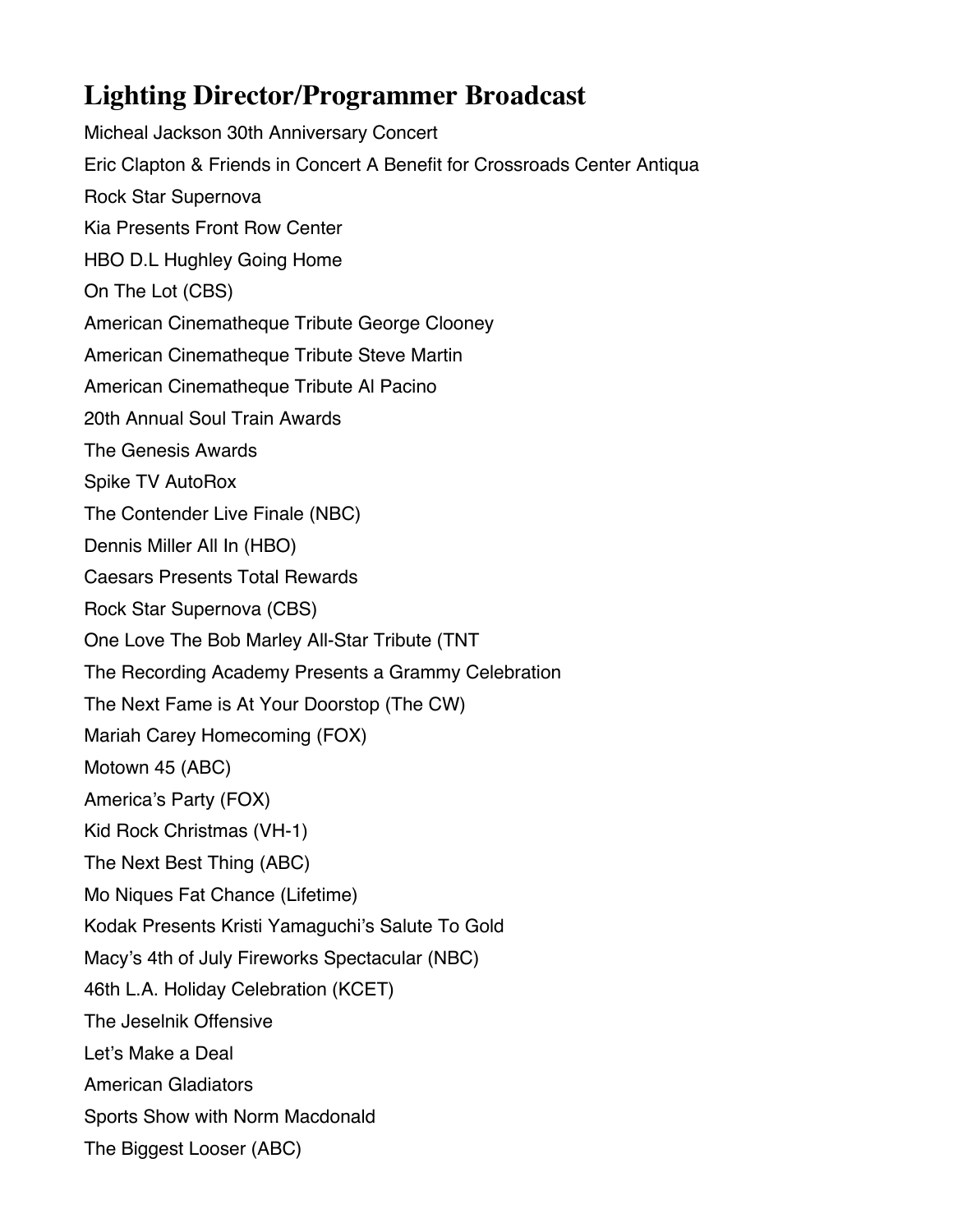# Lighting Director/Programmer Broadcast

Micheal Jackson 30th Anniversary Concert

Eric Clapton & Friends in Concert A Benefit for Crossroads Center Antiqua

Rock Star Supernova

Kia Presents Front Row Center

HBO D.L Hughley Going Home

On The Lot (CBS)

American Cinematheque Tribute George Clooney

American Cinematheque Tribute Steve Martin

American Cinematheque Tribute Al Pacino

20th Annual Soul Train Awards

The Genesis Awards

Spike TV AutoRox

The Contender Live Finale (NBC)

Dennis Miller All In (HBO)

Caesars Presents Total Rewards

Rock Star Supernova (CBS)

One Love The Bob Marley All-Star Tribute (TNT

The Recording Academy Presents a Grammy Celebration

The Next Fame is At Your Doorstop (The CW)

Mariah Carey Homecoming (FOX)

Motown 45 (ABC)

America's Party (FOX)

Kid Rock Christmas (VH-1)

The Next Best Thing (ABC)

Mo Niques Fat Chance (Lifetime)

Kodak Presents Kristi Yamaguchi's Salute To Gold

Macy's 4th of July Fireworks Spectacular (NBC)

46th L.A. Holiday Celebration (KCET)

The Jeselnik Offensive

Let's Make a Deal

American Gladiators

Sports Show with Norm Macdonald

The Biggest Looser (ABC)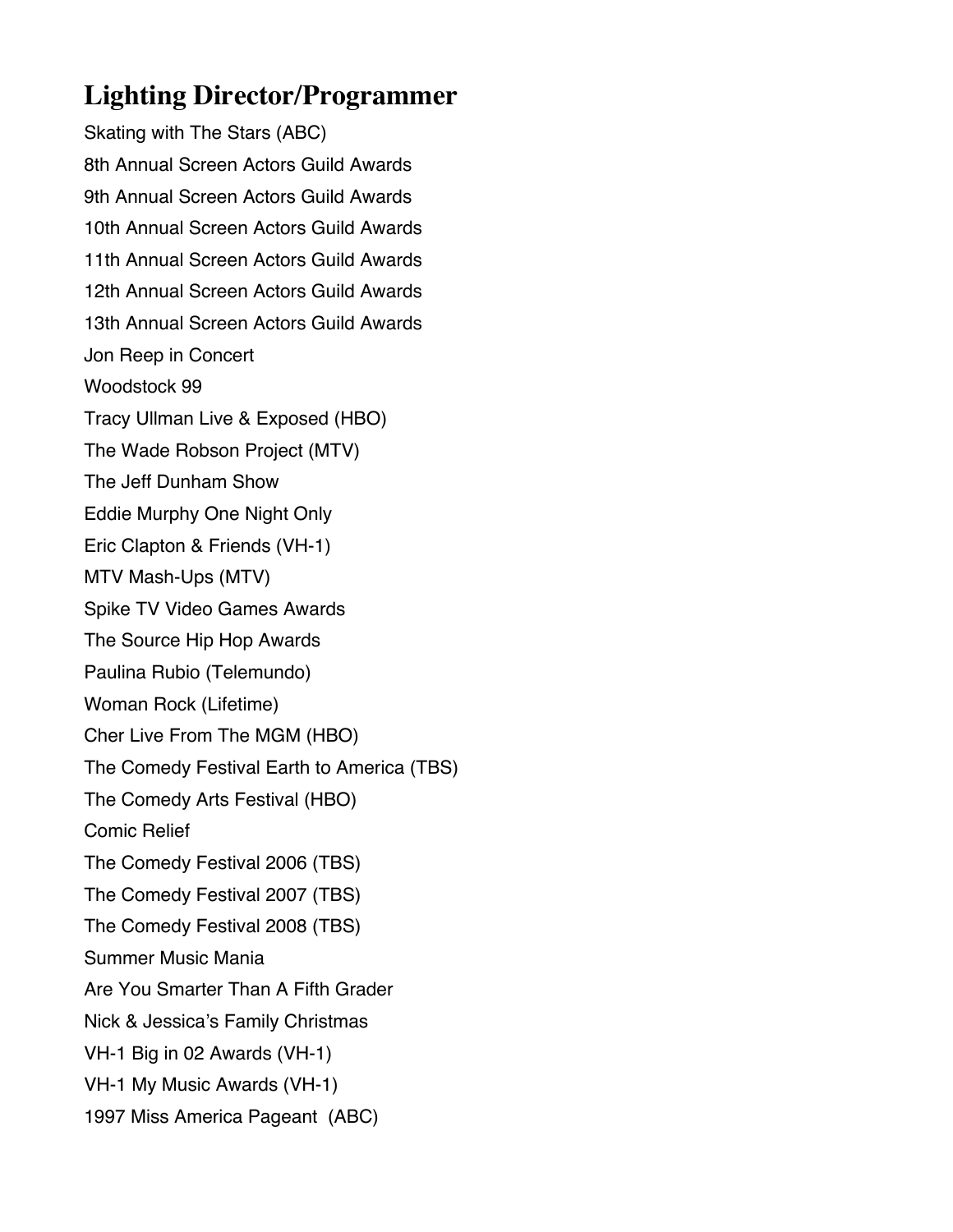# Lighting Director/Programmer

Skating with The Stars (ABC)

8th Annual Screen Actors Guild Awards

9th Annual Screen Actors Guild Awards

10th Annual Screen Actors Guild Awards

11th Annual Screen Actors Guild Awards

12th Annual Screen Actors Guild Awards

13th Annual Screen Actors Guild Awards

Jon Reep in Concert

Woodstock 99

Tracy Ullman Live & Exposed (HBO)

The Wade Robson Project (MTV)

The Jeff Dunham Show

Eddie Murphy One Night Only

Eric Clapton & Friends (VH-1)

MTV Mash-Ups (MTV)

Spike TV Video Games Awards

The Source Hip Hop Awards

Paulina Rubio (Telemundo)

Woman Rock (Lifetime)

Cher Live From The MGM (HBO)

The Comedy Festival Earth to America (TBS)

The Comedy Arts Festival (HBO)

Comic Relief

The Comedy Festival 2006 (TBS)

The Comedy Festival 2007 (TBS)

The Comedy Festival 2008 (TBS)

Summer Music Mania

Are You Smarter Than A Fifth Grader

Nick & Jessica's Family Christmas

VH-1 Big in 02 Awards (VH-1)

VH-1 My Music Awards (VH-1)

1997 Miss America Pageant (ABC)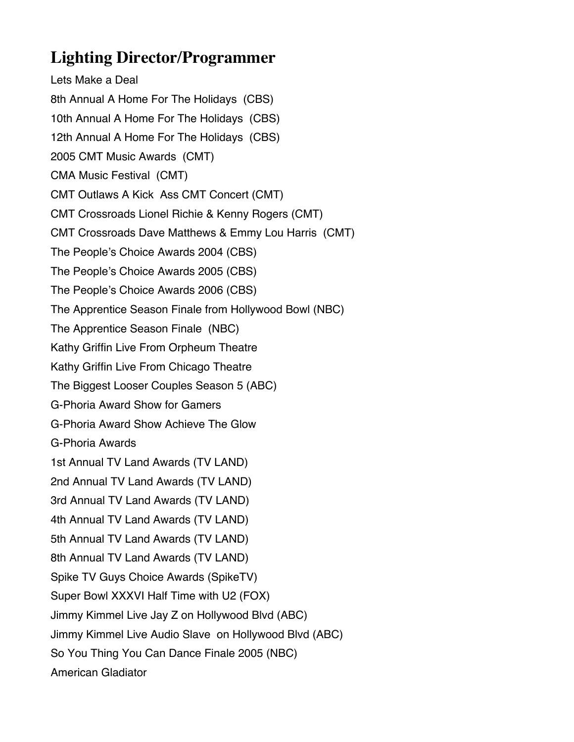## Lighting Director/Programmer

Lets Make a Deal

8th Annual A Home For The Holidays (CBS)

10th Annual A Home For The Holidays (CBS)

12th Annual A Home For The Holidays (CBS)

2005 CMT Music Awards (CMT)

CMA Music Festival (CMT)

CMT Outlaws A Kick Ass CMT Concert (CMT)

CMT Crossroads Lionel Richie & Kenny Rogers (CMT)

CMT Crossroads Dave Matthews & Emmy Lou Harris (CMT)

The People's Choice Awards 2004 (CBS)

The People's Choice Awards 2005 (CBS)

The People's Choice Awards 2006 (CBS)

The Apprentice Season Finale from Hollywood Bowl (NBC)

The Apprentice Season Finale (NBC)

Kathy Griffin Live From Orpheum Theatre

Kathy Griffin Live From Chicago Theatre

The Biggest Looser Couples Season 5 (ABC)

G-Phoria Award Show for Gamers

G-Phoria Award Show Achieve The Glow

G-Phoria Awards

1st Annual TV Land Awards (TV LAND)

2nd Annual TV Land Awards (TV LAND)

3rd Annual TV Land Awards (TV LAND)

4th Annual TV Land Awards (TV LAND)

5th Annual TV Land Awards (TV LAND)

8th Annual TV Land Awards (TV LAND)

Spike TV Guys Choice Awards (SpikeTV)

Super Bowl XXXVI Half Time with U2 (FOX)

Jimmy Kimmel Live Jay Z on Hollywood Blvd (ABC)

Jimmy Kimmel Live Audio Slave on Hollywood Blvd (ABC)

So You Thing You Can Dance Finale 2005 (NBC)

American Gladiator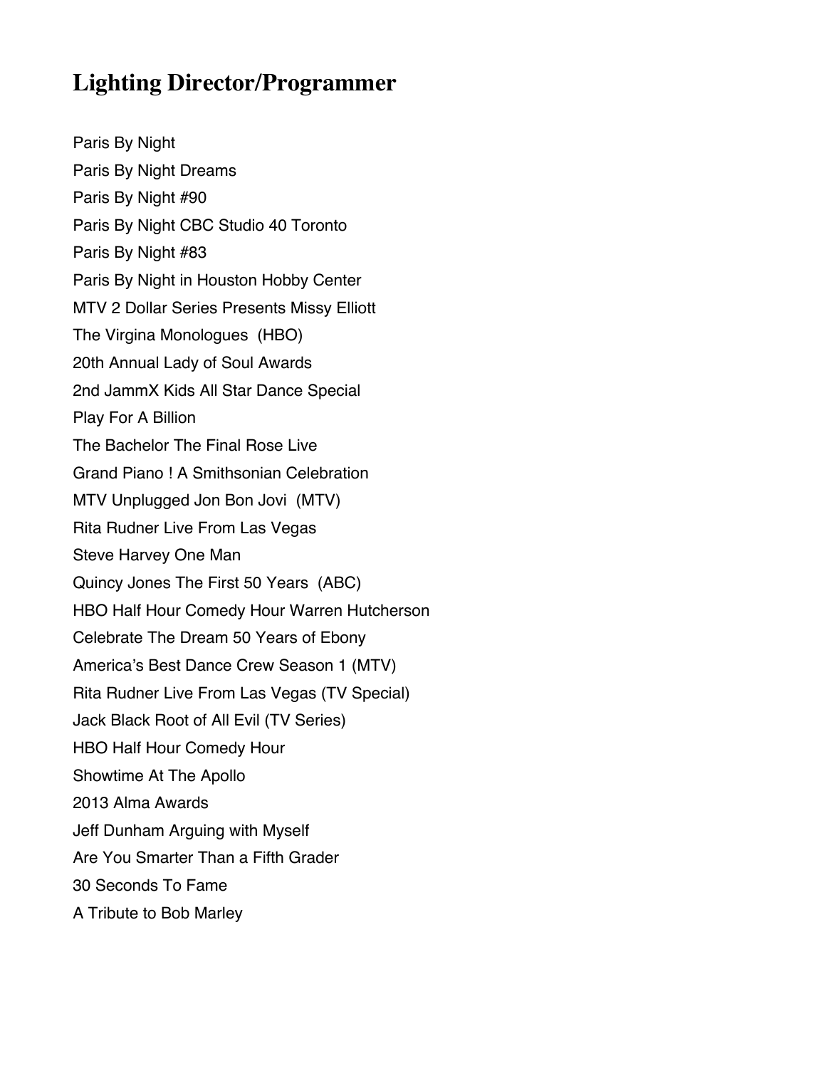# Lighting Director/Programmer

Paris By Night
Paris By Night Dreams
Paris By Night #90
Paris By Night CBC Studio 40 Toronto
Paris By Night #83
Paris By Night in Houston Hobby Center
MTV 2 Dollar Series Presents Missy Elliott
The Virgina Monologues (HBO)
20th Annual Lady of Soul Awards
2nd JammX Kids All Star Dance Special
Play For A Billion
The Bachelor The Final Rose Live
Grand Piano ! A Smithsonian Celebration
MTV Unplugged Jon Bon Jovi (MTV)
Rita Rudner Live From Las Vegas
Steve Harvey One Man
Quincy Jones The First 50 Years (ABC)
HBO Half Hour Comedy Hour Warren Hutcherson
Celebrate The Dream 50 Years of Ebony
America's Best Dance Crew Season 1 (MTV)
Rita Rudner Live From Las Vegas (TV Special)
Jack Black Root of All Evil (TV Series)
HBO Half Hour Comedy Hour
Showtime At The Apollo
2013 Alma Awards
Jeff Dunham Arguing with Myself
Are You Smarter Than a Fifth Grader
30 Seconds To Fame
A Tribute to Bob Marley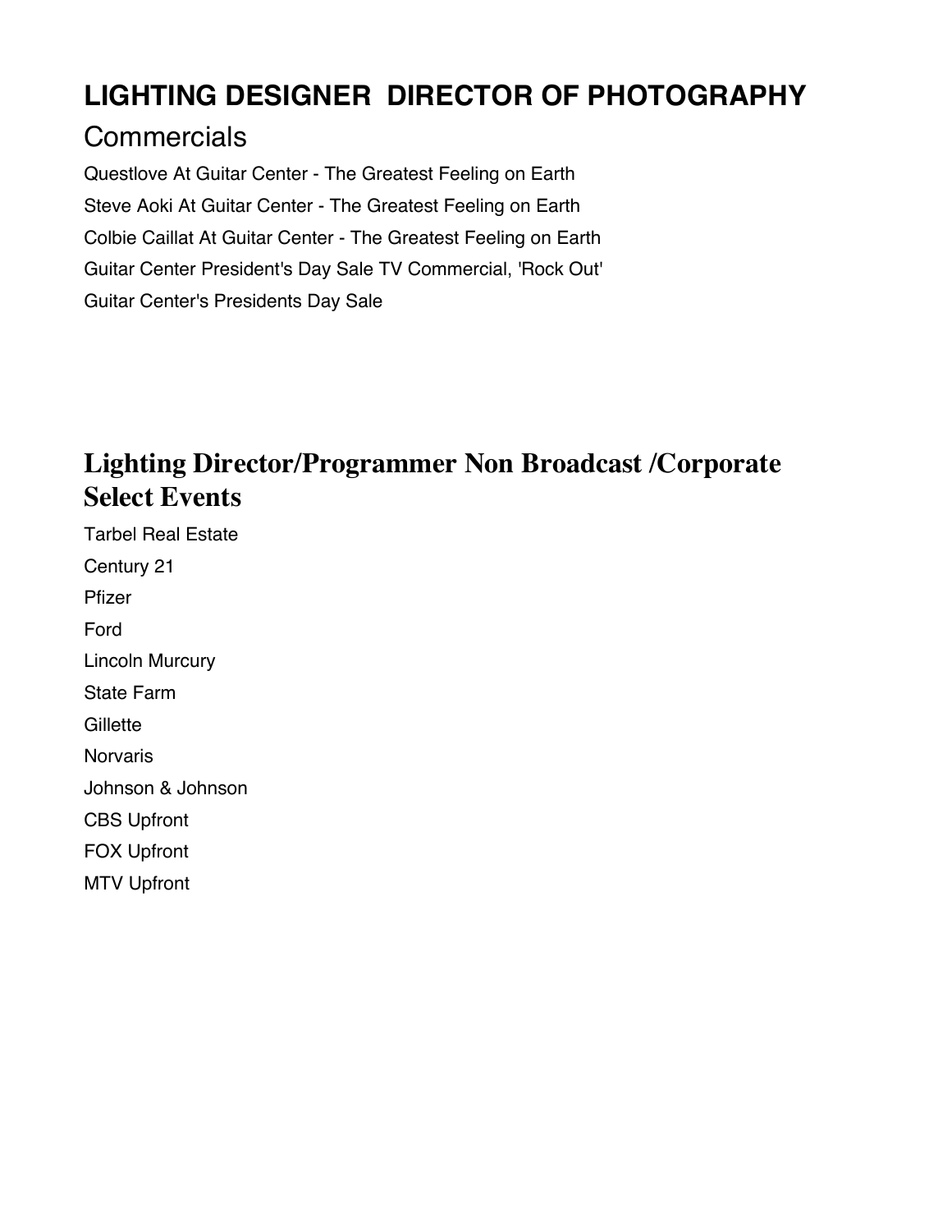# LIGHTING DESIGNER  DIRECTOR OF PHOTOGRAPHY

## Commercials

Questlove At Guitar Center - The Greatest Feeling on Earth

Steve Aoki At Guitar Center - The Greatest Feeling on Earth

Colbie Caillat At Guitar Center - The Greatest Feeling on Earth

Guitar Center President's Day Sale TV Commercial, 'Rock Out'

Guitar Center's Presidents Day Sale

## Lighting Director/Programmer Non Broadcast /Corporate Select Events

Tarbel Real Estate

Century 21

Pfizer

Ford

Lincoln Murcury

State Farm

Gillette

Norvaris

Johnson & Johnson

CBS Upfront

FOX Upfront

MTV Upfront